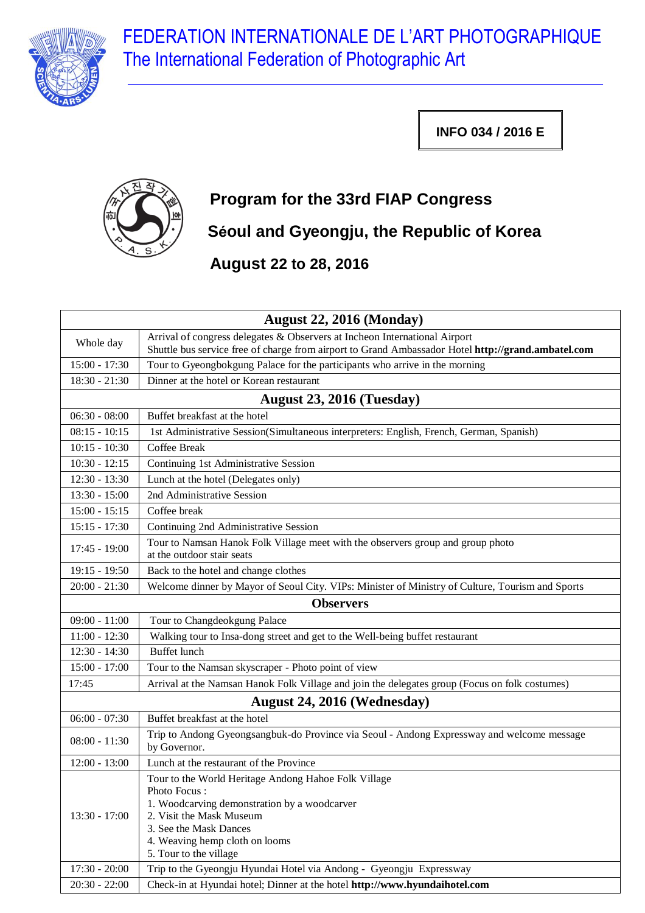# FEDERATION INTERNATIONALE DE L'ART PHOTOGRAPHIQUE

## The International Federation of Photographic Art

**INFO 034 / 2016 E**

## Program for the 33rd FIAP Congress

## Séoul and Gyeongju, the Republic of Korea

## August 22 to 28, 2016

| August 22, 2016 (Monday) | |
|---|---|
| Whole day | Arrival of congress delegates & Observers at Incheon International Airport<br>Shuttle bus service free of charge from airport to Grand Ambassador Hotel **http://grand.ambatel.com** |
| 15:00 - 17:30 | Tour to Gyeongbokgung Palace for the participants who arrive in the morning |
| 18:30 - 21:30 | Dinner at the hotel or Korean restaurant |
| **August 23, 2016 (Tuesday)** | |
| 06:30 - 08:00 | Buffet breakfast at the hotel |
| 08:15 - 10:15 | 1st Administrative Session(Simultaneous interpreters: English, French, German, Spanish) |
| 10:15 - 10:30 | Coffee Break |
| 10:30 - 12:15 | Continuing 1st Administrative Session |
| 12:30 - 13:30 | Lunch at the hotel (Delegates only) |
| 13:30 - 15:00 | 2nd Administrative Session |
| 15:00 - 15:15 | Coffee break |
| 15:15 - 17:30 | Continuing 2nd Administrative Session |
| 17:45 - 19:00 | Tour to Namsan Hanok Folk Village meet with the observers group and group photo at the outdoor stair seats |
| 19:15 - 19:50 | Back to the hotel and change clothes |
| 20:00 - 21:30 | Welcome dinner by Mayor of Seoul City. VIPs: Minister of Ministry of Culture, Tourism and Sports |
| **Observers** | |
| 09:00 - 11:00 | Tour to Changdeokgung Palace |
| 11:00 - 12:30 | Walking tour to Insa-dong street and get to the Well-being buffet restaurant |
| 12:30 - 14:30 | Buffet lunch |
| 15:00 - 17:00 | Tour to the Namsan skyscraper - Photo point of view |
| 17:45 | Arrival at the Namsan Hanok Folk Village and join the delegates group (Focus on folk costumes) |
| **August 24, 2016 (Wednesday)** | |
| 06:00 - 07:30 | Buffet breakfast at the hotel |
| 08:00 - 11:30 | Trip to Andong Gyeongsangbuk-do Province via Seoul - Andong Expressway and welcome message by Governor. |
| 12:00 - 13:00 | Lunch at the restaurant of the Province |
| 13:30 - 17:00 | Tour to the World Heritage Andong Hahoe Folk Village<br>Photo Focus :<br>1. Woodcarving demonstration by a woodcarver<br>2. Visit the Mask Museum<br>3. See the Mask Dances<br>4. Weaving hemp cloth on looms<br>5. Tour to the village |
| 17:30 - 20:00 | Trip to the Gyeongju Hyundai Hotel via Andong - Gyeongju Expressway |
| 20:30 - 22:00 | Check-in at Hyundai hotel; Dinner at the hotel **http://www.hyundaihotel.com** |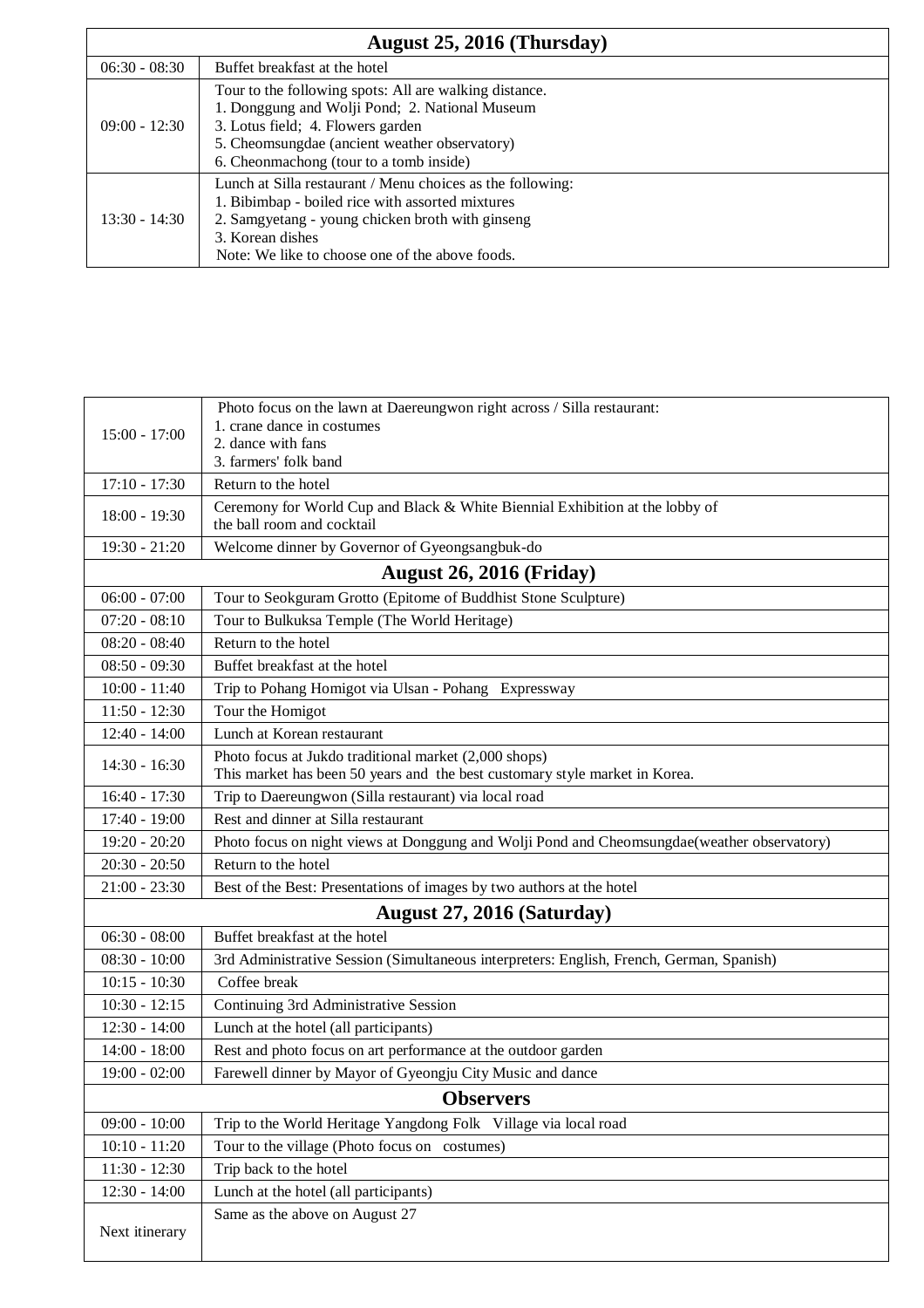| August 25, 2016 (Thursday) | |
|---|---|
| 06:30 - 08:30 | Buffet breakfast at the hotel |
| 09:00 - 12:30 | Tour to the following spots: All are walking distance.<br>1. Donggung and Wolji Pond; 2. National Museum<br>3. Lotus field; 4. Flowers garden<br>5. Cheomsungdae (ancient weather observatory)<br>6. Cheonmachong (tour to a tomb inside) |
| 13:30 - 14:30 | Lunch at Silla restaurant / Menu choices as the following:<br>1. Bibimbap - boiled rice with assorted mixtures<br>2. Samgyetang - young chicken broth with ginseng<br>3. Korean dishes<br>Note: We like to choose one of the above foods. |

| | |
|---|---|
| 15:00 - 17:00 | Photo focus on the lawn at Daereungwon right across / Silla restaurant:<br>1. crane dance in costumes<br>2. dance with fans<br>3. farmers' folk band |
| 17:10 - 17:30 | Return to the hotel |
| 18:00 - 19:30 | Ceremony for World Cup and Black & White Biennial Exhibition at the lobby of the ball room and cocktail |
| 19:30 - 21:20 | Welcome dinner by Governor of Gyeongsangbuk-do |
| **August 26, 2016 (Friday)** | |
| 06:00 - 07:00 | Tour to Seokguram Grotto (Epitome of Buddhist Stone Sculpture) |
| 07:20 - 08:10 | Tour to Bulkuksa Temple (The World Heritage) |
| 08:20 - 08:40 | Return to the hotel |
| 08:50 - 09:30 | Buffet breakfast at the hotel |
| 10:00 - 11:40 | Trip to Pohang Homigot via Ulsan - Pohang Expressway |
| 11:50 - 12:30 | Tour the Homigot |
| 12:40 - 14:00 | Lunch at Korean restaurant |
| 14:30 - 16:30 | Photo focus at Jukdo traditional market (2,000 shops)<br>This market has been 50 years and the best customary style market in Korea. |
| 16:40 - 17:30 | Trip to Daereungwon (Silla restaurant) via local road |
| 17:40 - 19:00 | Rest and dinner at Silla restaurant |
| 19:20 - 20:20 | Photo focus on night views at Donggung and Wolji Pond and Cheomsungdae(weather observatory) |
| 20:30 - 20:50 | Return to the hotel |
| 21:00 - 23:30 | Best of the Best: Presentations of images by two authors at the hotel |
| **August 27, 2016 (Saturday)** | |
| 06:30 - 08:00 | Buffet breakfast at the hotel |
| 08:30 - 10:00 | 3rd Administrative Session (Simultaneous interpreters: English, French, German, Spanish) |
| 10:15 - 10:30 | Coffee break |
| 10:30 - 12:15 | Continuing 3rd Administrative Session |
| 12:30 - 14:00 | Lunch at the hotel (all participants) |
| 14:00 - 18:00 | Rest and photo focus on art performance at the outdoor garden |
| 19:00 - 02:00 | Farewell dinner by Mayor of Gyeongju City Music and dance |
| **Observers** | |
| 09:00 - 10:00 | Trip to the World Heritage Yangdong Folk Village via local road |
| 10:10 - 11:20 | Tour to the village (Photo focus on costumes) |
| 11:30 - 12:30 | Trip back to the hotel |
| 12:30 - 14:00 | Lunch at the hotel (all participants) |
| Next itinerary | Same as the above on August 27 |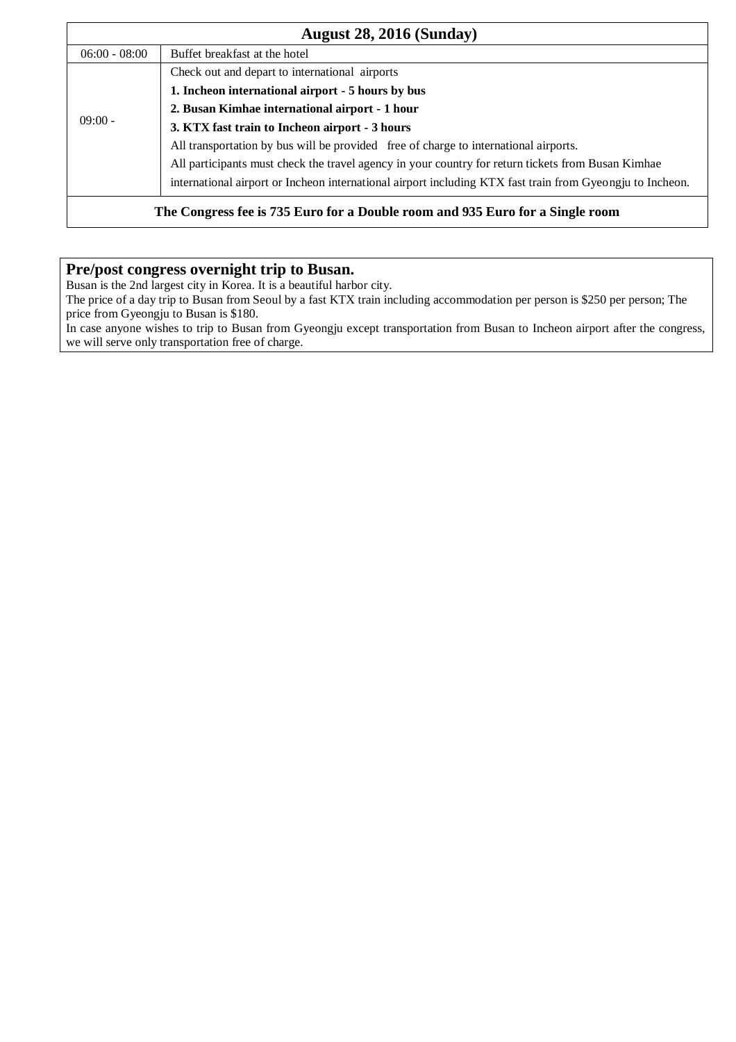| August 28, 2016 (Sunday) | |
|---|---|
| 06:00 - 08:00 | Buffet breakfast at the hotel |
| 09:00 - | Check out and depart to international airports<br>**1. Incheon international airport - 5 hours by bus**<br>**2. Busan Kimhae international airport - 1 hour**<br>**3. KTX fast train to Incheon airport - 3 hours**<br>All transportation by bus will be provided free of charge to international airports.<br>All participants must check the travel agency in your country for return tickets from Busan Kimhae international airport or Incheon international airport including KTX fast train from Gyeongju to Incheon. |
| **The Congress fee is 735 Euro for a Double room and 935 Euro for a Single room** | |

## Pre/post congress overnight trip to Busan.

Busan is the 2nd largest city in Korea. It is a beautiful harbor city.

The price of a day trip to Busan from Seoul by a fast KTX train including accommodation per person is $250 per person; The price from Gyeongju to Busan is $180.

In case anyone wishes to trip to Busan from Gyeongju except transportation from Busan to Incheon airport after the congress, we will serve only transportation free of charge.